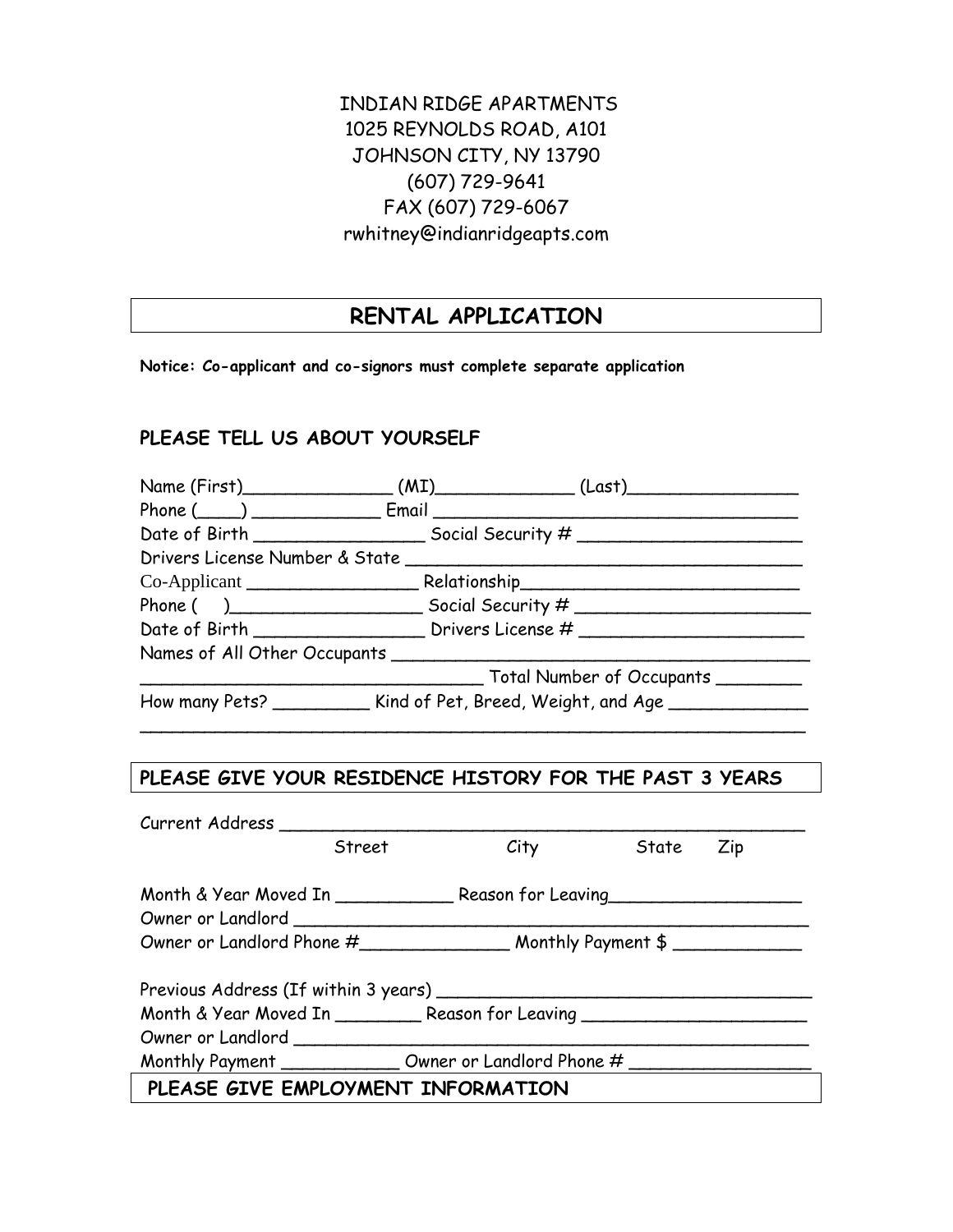INDIAN RIDGE APARTMENTS
1025 REYNOLDS ROAD, A101
JOHNSON CITY, NY 13790
(607) 729-9641
FAX (607) 729-6067
rwhitney@indianridgeapts.com

# RENTAL APPLICATION

**Notice: Co-applicant and co-signors must complete separate application**

## PLEASE TELL US ABOUT YOURSELF

Name (First)______________ (MI)_____________ (Last)________________
Phone (____) ____________ Email __________________________________
Date of Birth ________________ Social Security # _____________________
Drivers License Number & State ____________________________________
Co-Applicant ________________ Relationship__________________________
Phone (    )__________________ Social Security # ______________________
Date of Birth ________________ Drivers License # _____________________
Names of All Other Occupants ______________________________________
________________________________ Total Number of Occupants ________
How many Pets? _________ Kind of Pet, Breed, Weight, and Age _____________
______________________________________________________________

## PLEASE GIVE YOUR RESIDENCE HISTORY FOR THE PAST 3 YEARS

Current Address __________________________________________________
Street City State Zip

Month & Year Moved In ___________ Reason for Leaving__________________
Owner or Landlord ________________________________________________
Owner or Landlord Phone #______________ Monthly Payment $ ____________

Previous Address (If within 3 years) ___________________________________
Month & Year Moved In ________ Reason for Leaving _____________________
Owner or Landlord ________________________________________________
Monthly Payment ___________ Owner or Landlord Phone # _________________

## PLEASE GIVE EMPLOYMENT INFORMATION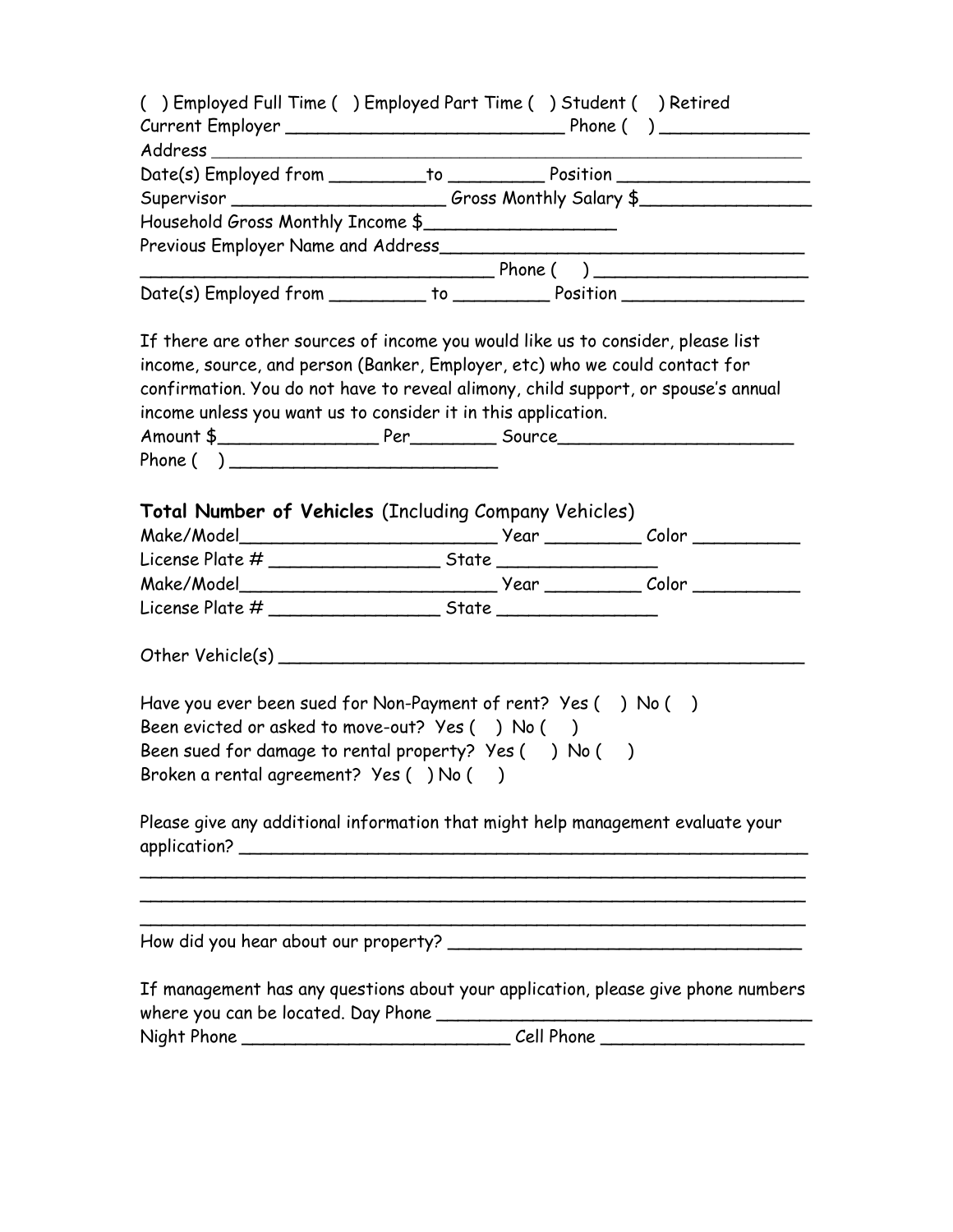( ) Employed Full Time ( ) Employed Part Time ( ) Student ( ) Retired

Current Employer ___________________________ Phone ( ) ______________

Address ____________________________________________________________

Date(s) Employed from _________to _________ Position __________________

Supervisor ____________________ Gross Monthly Salary $________________

Household Gross Monthly Income $__________________

Previous Employer Name and Address___________________________________

__________________________________ Phone ( ) _____________________

Date(s) Employed from _________ to _________ Position _________________

If there are other sources of income you would like us to consider, please list income, source, and person (Banker, Employer, etc) who we could contact for confirmation. You do not have to reveal alimony, child support, or spouse's annual income unless you want us to consider it in this application.

Amount $_______________ Per________ Source______________________

Phone ( ) __________________________

**Total Number of Vehicles** (Including Company Vehicles)

Make/Model_________________________ Year _________ Color __________

License Plate # ________________ State _______________

Make/Model_________________________ Year _________ Color __________

License Plate # ________________ State _______________

Other Vehicle(s) __________________________________________________

Have you ever been sued for Non-Payment of rent? Yes ( ) No ( )

Been evicted or asked to move-out? Yes ( ) No ( )

Been sued for damage to rental property? Yes ( ) No ( )

Broken a rental agreement? Yes ( ) No ( )

Please give any additional information that might help management evaluate your application? ________________________________________________________

_______________________________________________________________

_______________________________________________________________

_______________________________________________________________

How did you hear about our property? __________________________________

If management has any questions about your application, please give phone numbers where you can be located. Day Phone ____________________________________

Night Phone __________________________ Cell Phone ___________________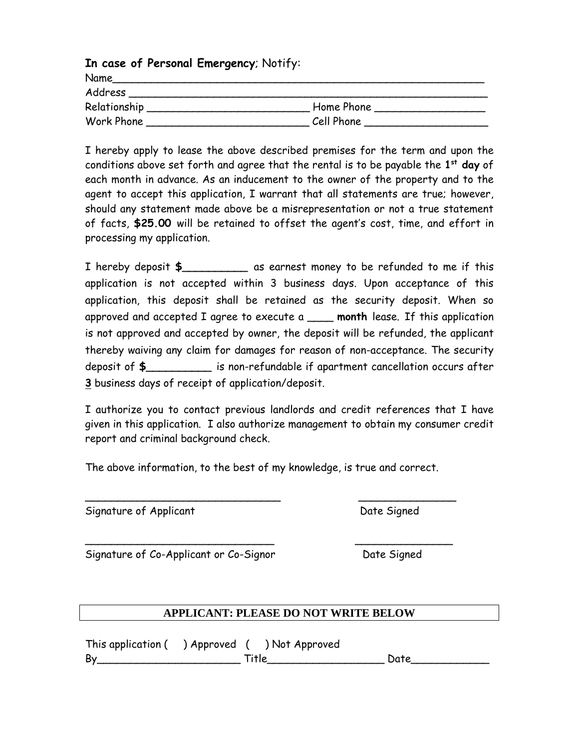**In case of Personal Emergency**; Notify:

Name___________________________________________________________

Address ________________________________________________________

Relationship _________________________ Home Phone _________________

Work Phone __________________________ Cell Phone ___________________

I hereby apply to lease the above described premises for the term and upon the conditions above set forth and agree that the rental is to be payable the **1st day** of each month in advance. As an inducement to the owner of the property and to the agent to accept this application, I warrant that all statements are true; however, should any statement made above be a misrepresentation or not a true statement of facts, **$25.00** will be retained to offset the agent's cost, time, and effort in processing my application.

I hereby deposit **$__________** as earnest money to be refunded to me if this application is not accepted within 3 business days. Upon acceptance of this application, this deposit shall be retained as the security deposit. When so approved and accepted I agree to execute a ____ **month** lease. If this application is not approved and accepted by owner, the deposit will be refunded, the applicant thereby waiving any claim for damages for reason of non-acceptance. The security deposit of **$__________** is non-refundable if apartment cancellation occurs after 3 business days of receipt of application/deposit.

I authorize you to contact previous landlords and credit references that I have given in this application. I also authorize management to obtain my consumer credit report and criminal background check.

The above information, to the best of my knowledge, is true and correct.

______________________________ _______________

Signature of Applicant Date Signed

______________________________ _______________

Signature of Co-Applicant or Co-Signor Date Signed

**APPLICANT: PLEASE DO NOT WRITE BELOW**

This application ( ) Approved ( ) Not Approved

By______________________ Title__________________ Date____________